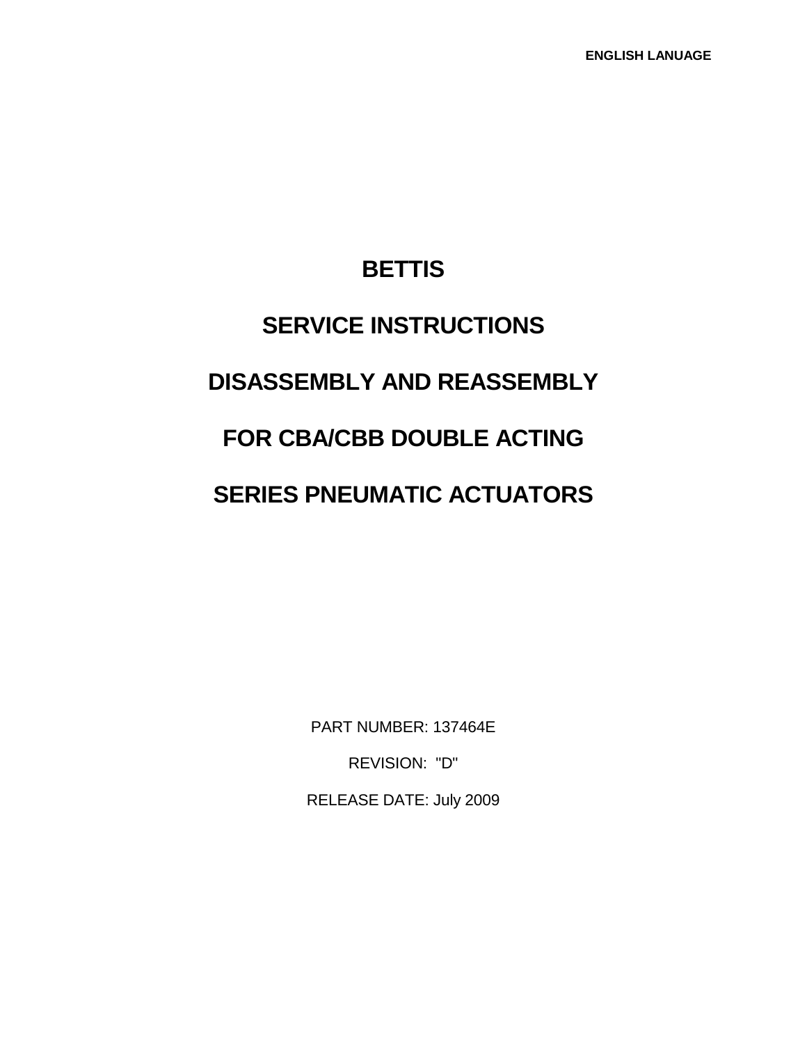ENGLISH LANUAGE

# BETTIS

# SERVICE INSTRUCTIONS

# DISASSEMBLY AND REASSEMBLY

# FOR CBA/CBB DOUBLE ACTING

# SERIES PNEUMATIC ACTUATORS

PART NUMBER: 137464E

REVISION: "D"

RELEASE DATE: July 2009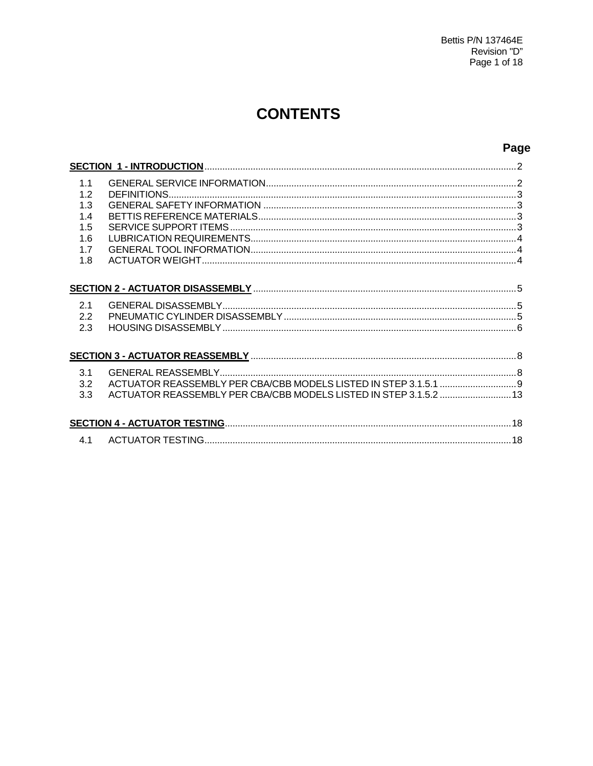# CONTENTS

| | | Page |
|---|---|---|
| **SECTION 1 - INTRODUCTION** | | 2 |
| 1.1 | GENERAL SERVICE INFORMATION | 2 |
| 1.2 | DEFINITIONS | 3 |
| 1.3 | GENERAL SAFETY INFORMATION | 3 |
| 1.4 | BETTIS REFERENCE MATERIALS | 3 |
| 1.5 | SERVICE SUPPORT ITEMS | 3 |
| 1.6 | LUBRICATION REQUIREMENTS | 4 |
| 1.7 | GENERAL TOOL INFORMATION | 4 |
| 1.8 | ACTUATOR WEIGHT | 4 |
| **SECTION 2 - ACTUATOR DISASSEMBLY** | | 5 |
| 2.1 | GENERAL DISASSEMBLY | 5 |
| 2.2 | PNEUMATIC CYLINDER DISASSEMBLY | 5 |
| 2.3 | HOUSING DISASSEMBLY | 6 |
| **SECTION 3 - ACTUATOR REASSEMBLY** | | 8 |
| 3.1 | GENERAL REASSEMBLY | 8 |
| 3.2 | ACTUATOR REASSEMBLY PER CBA/CBB MODELS LISTED IN STEP 3.1.5.1 | 9 |
| 3.3 | ACTUATOR REASSEMBLY PER CBA/CBB MODELS LISTED IN STEP 3.1.5.2 | 13 |
| **SECTION 4 - ACTUATOR TESTING** | | 18 |
| 4.1 | ACTUATOR TESTING | 18 |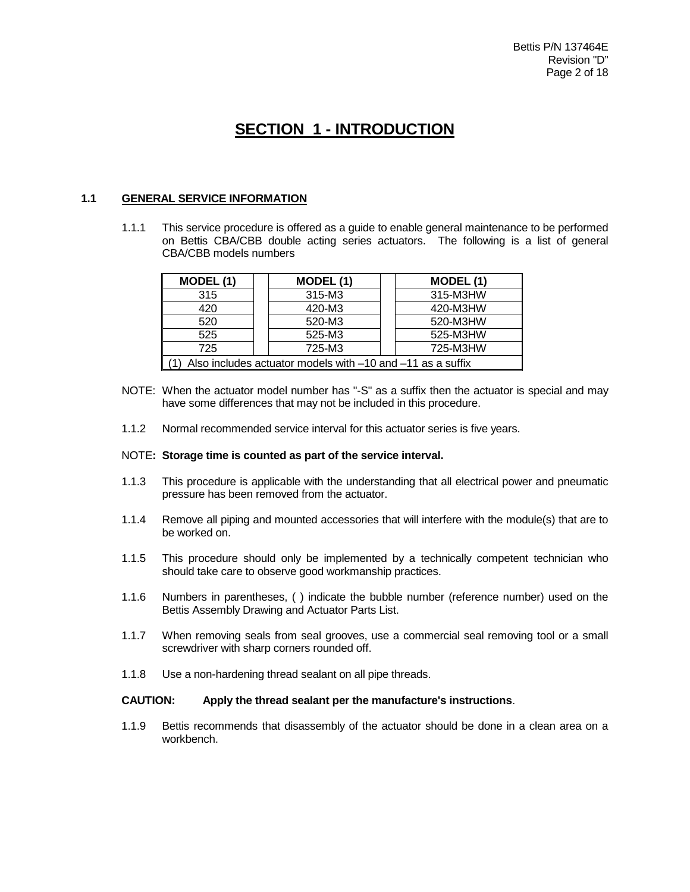# SECTION 1 - INTRODUCTION

## 1.1 GENERAL SERVICE INFORMATION

1.1.1 This service procedure is offered as a guide to enable general maintenance to be performed on Bettis CBA/CBB double acting series actuators. The following is a list of general CBA/CBB models numbers

| MODEL (1) | | MODEL (1) | | MODEL (1) |
|---|---|---|---|---|
| 315 | | 315-M3 | | 315-M3HW |
| 420 | | 420-M3 | | 420-M3HW |
| 520 | | 520-M3 | | 520-M3HW |
| 525 | | 525-M3 | | 525-M3HW |
| 725 | | 725-M3 | | 725-M3HW |
| (1) Also includes actuator models with –10 and –11 as a suffix | | | | |

NOTE: When the actuator model number has "-S" as a suffix then the actuator is special and may have some differences that may not be included in this procedure.

1.1.2 Normal recommended service interval for this actuator series is five years.

NOTE**: Storage time is counted as part of the service interval.**

1.1.3 This procedure is applicable with the understanding that all electrical power and pneumatic pressure has been removed from the actuator.

1.1.4 Remove all piping and mounted accessories that will interfere with the module(s) that are to be worked on.

1.1.5 This procedure should only be implemented by a technically competent technician who should take care to observe good workmanship practices.

1.1.6 Numbers in parentheses, ( ) indicate the bubble number (reference number) used on the Bettis Assembly Drawing and Actuator Parts List.

1.1.7 When removing seals from seal grooves, use a commercial seal removing tool or a small screwdriver with sharp corners rounded off.

1.1.8 Use a non-hardening thread sealant on all pipe threads.

**CAUTION: Apply the thread sealant per the manufacture's instructions**.

1.1.9 Bettis recommends that disassembly of the actuator should be done in a clean area on a workbench.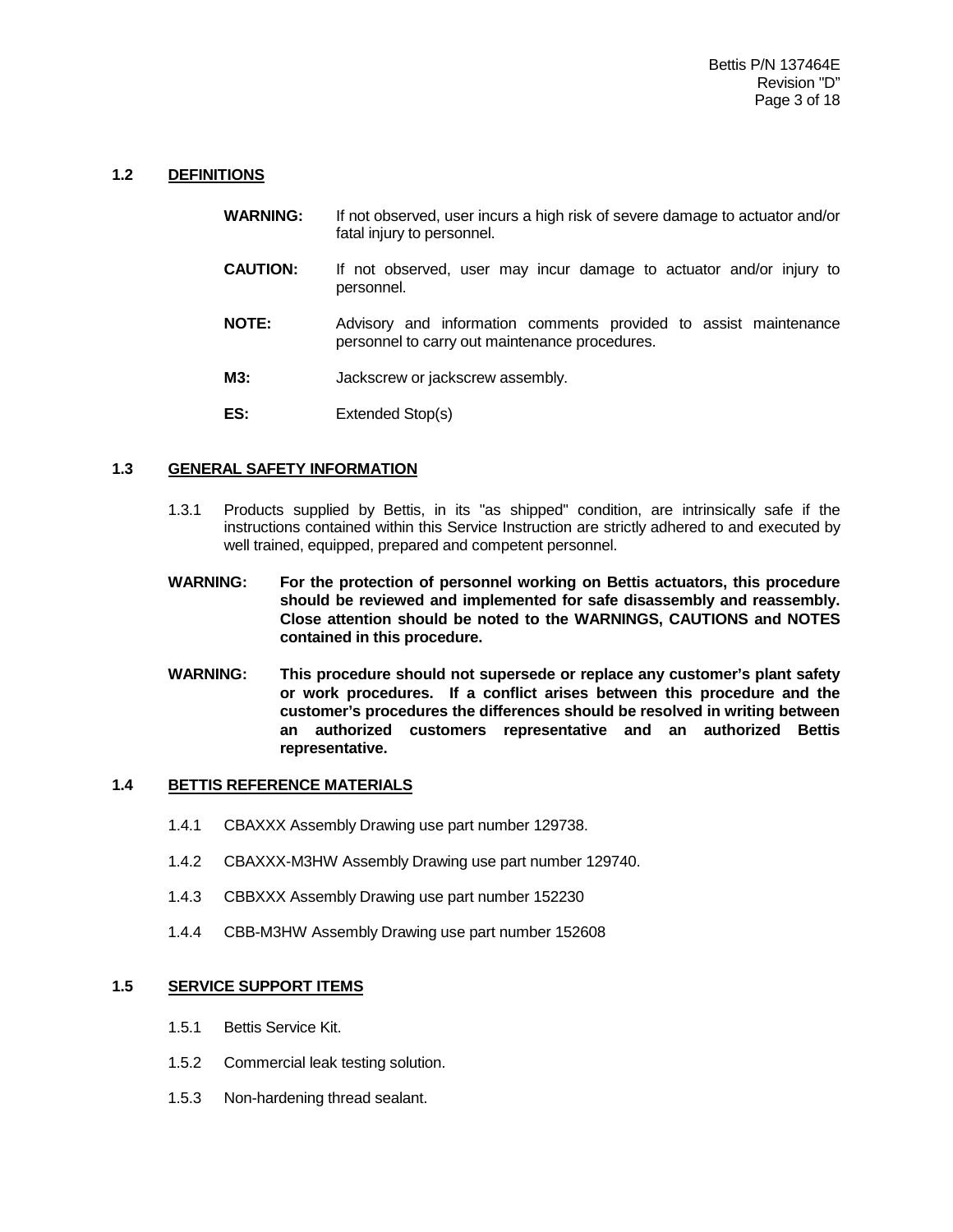## 1.2 DEFINITIONS

**WARNING:** If not observed, user incurs a high risk of severe damage to actuator and/or fatal injury to personnel.

**CAUTION:** If not observed, user may incur damage to actuator and/or injury to personnel.

**NOTE:** Advisory and information comments provided to assist maintenance personnel to carry out maintenance procedures.

**M3:** Jackscrew or jackscrew assembly.

**ES:** Extended Stop(s)

## 1.3 GENERAL SAFETY INFORMATION

1.3.1 Products supplied by Bettis, in its "as shipped" condition, are intrinsically safe if the instructions contained within this Service Instruction are strictly adhered to and executed by well trained, equipped, prepared and competent personnel.

**WARNING: For the protection of personnel working on Bettis actuators, this procedure should be reviewed and implemented for safe disassembly and reassembly. Close attention should be noted to the WARNINGS, CAUTIONS and NOTES contained in this procedure.**

**WARNING: This procedure should not supersede or replace any customer's plant safety or work procedures. If a conflict arises between this procedure and the customer's procedures the differences should be resolved in writing between an authorized customers representative and an authorized Bettis representative.**

## 1.4 BETTIS REFERENCE MATERIALS

1.4.1 CBAXXX Assembly Drawing use part number 129738.

1.4.2 CBAXXX-M3HW Assembly Drawing use part number 129740.

1.4.3 CBBXXX Assembly Drawing use part number 152230

1.4.4 CBB-M3HW Assembly Drawing use part number 152608

## 1.5 SERVICE SUPPORT ITEMS

1.5.1 Bettis Service Kit.

1.5.2 Commercial leak testing solution.

1.5.3 Non-hardening thread sealant.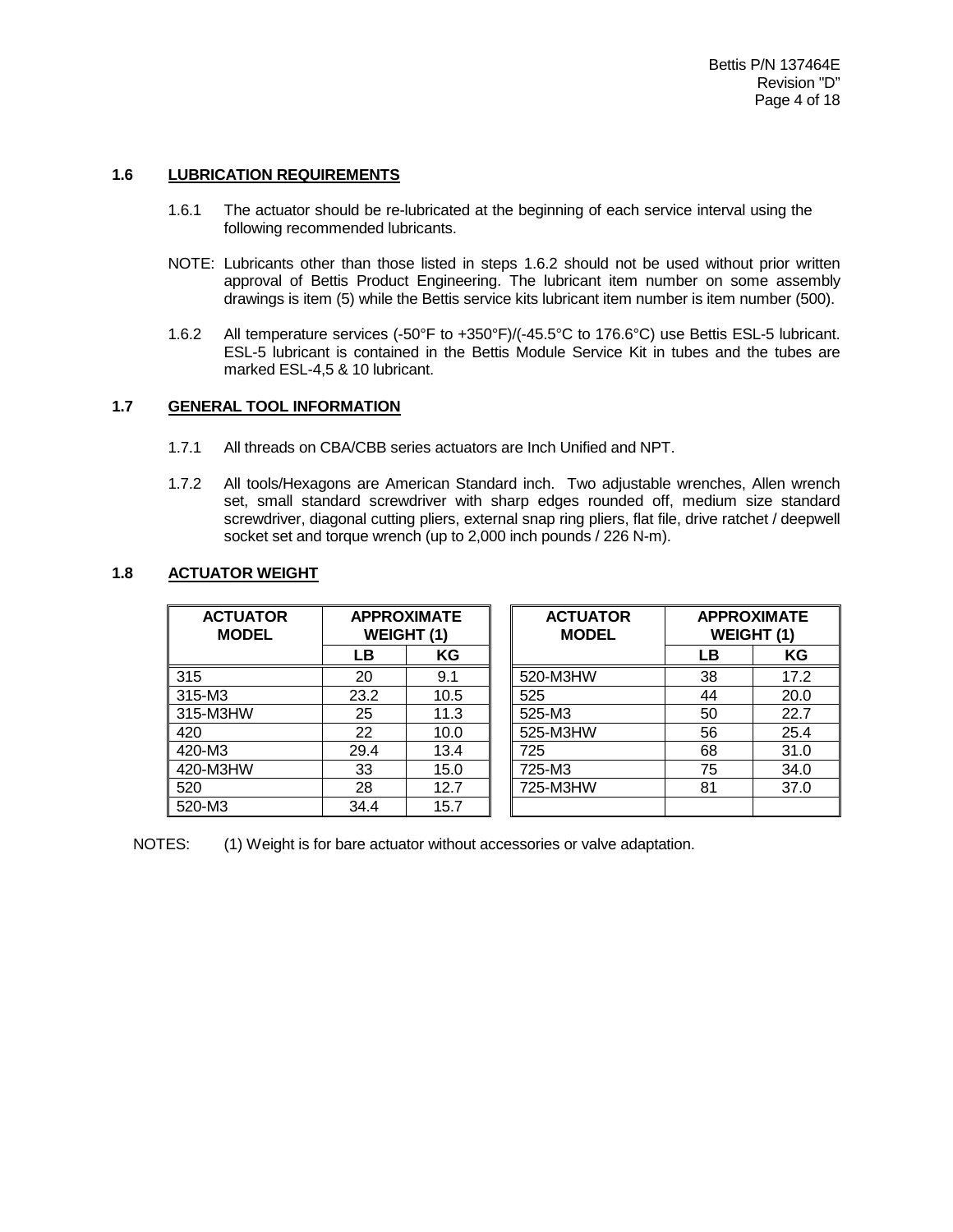### 1.6 LUBRICATION REQUIREMENTS

1.6.1 The actuator should be re-lubricated at the beginning of each service interval using the following recommended lubricants.

NOTE: Lubricants other than those listed in steps 1.6.2 should not be used without prior written approval of Bettis Product Engineering. The lubricant item number on some assembly drawings is item (5) while the Bettis service kits lubricant item number is item number (500).

1.6.2 All temperature services (-50°F to +350°F)/(-45.5°C to 176.6°C) use Bettis ESL-5 lubricant. ESL-5 lubricant is contained in the Bettis Module Service Kit in tubes and the tubes are marked ESL-4,5 & 10 lubricant.

### 1.7 GENERAL TOOL INFORMATION

1.7.1 All threads on CBA/CBB series actuators are Inch Unified and NPT.

1.7.2 All tools/Hexagons are American Standard inch. Two adjustable wrenches, Allen wrench set, small standard screwdriver with sharp edges rounded off, medium size standard screwdriver, diagonal cutting pliers, external snap ring pliers, flat file, drive ratchet / deepwell socket set and torque wrench (up to 2,000 inch pounds / 226 N-m).

### 1.8 ACTUATOR WEIGHT

| ACTUATOR MODEL | APPROXIMATE WEIGHT (1) | |
|---|---|---|
| | LB | KG |
| 315 | 20 | 9.1 |
| 315-M3 | 23.2 | 10.5 |
| 315-M3HW | 25 | 11.3 |
| 420 | 22 | 10.0 |
| 420-M3 | 29.4 | 13.4 |
| 420-M3HW | 33 | 15.0 |
| 520 | 28 | 12.7 |
| 520-M3 | 34.4 | 15.7 |

| ACTUATOR MODEL | APPROXIMATE WEIGHT (1) | |
|---|---|---|
| | LB | KG |
| 520-M3HW | 38 | 17.2 |
| 525 | 44 | 20.0 |
| 525-M3 | 50 | 22.7 |
| 525-M3HW | 56 | 25.4 |
| 725 | 68 | 31.0 |
| 725-M3 | 75 | 34.0 |
| 725-M3HW | 81 | 37.0 |

NOTES: (1) Weight is for bare actuator without accessories or valve adaptation.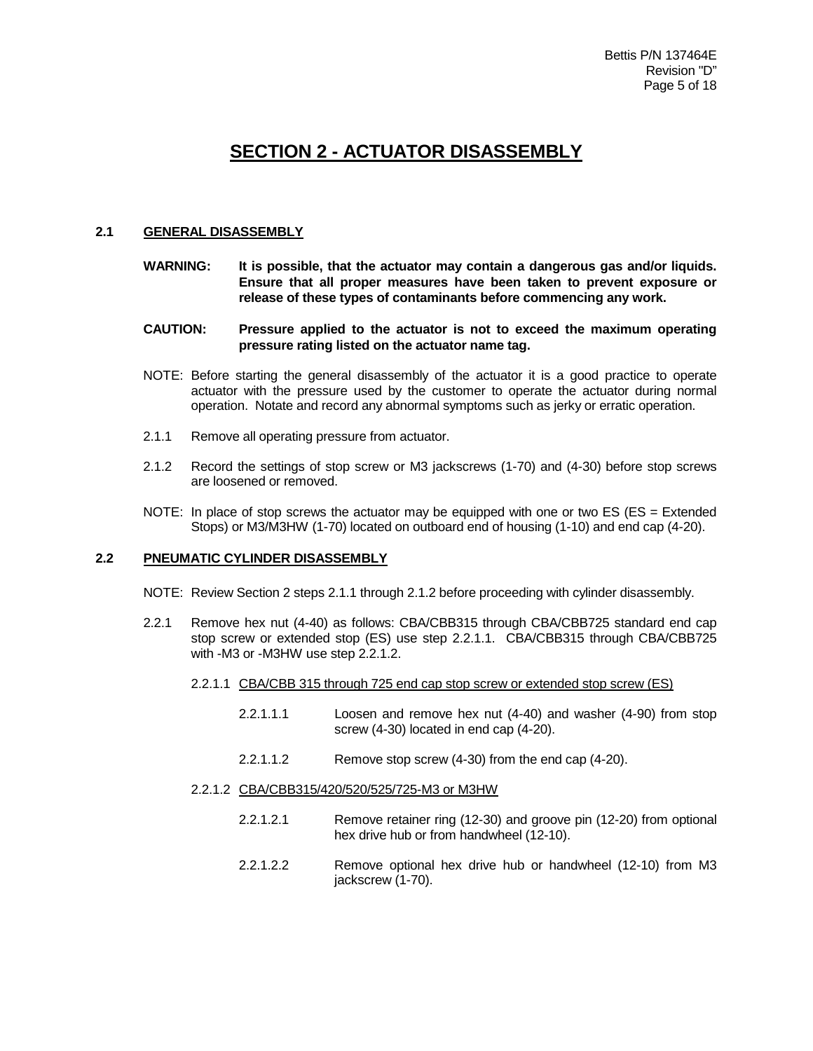# SECTION 2 - ACTUATOR DISASSEMBLY

## 2.1 GENERAL DISASSEMBLY

**WARNING: It is possible, that the actuator may contain a dangerous gas and/or liquids. Ensure that all proper measures have been taken to prevent exposure or release of these types of contaminants before commencing any work.**

**CAUTION: Pressure applied to the actuator is not to exceed the maximum operating pressure rating listed on the actuator name tag.**

NOTE: Before starting the general disassembly of the actuator it is a good practice to operate actuator with the pressure used by the customer to operate the actuator during normal operation. Notate and record any abnormal symptoms such as jerky or erratic operation.

2.1.1 Remove all operating pressure from actuator.

2.1.2 Record the settings of stop screw or M3 jackscrews (1-70) and (4-30) before stop screws are loosened or removed.

NOTE: In place of stop screws the actuator may be equipped with one or two ES (ES = Extended Stops) or M3/M3HW (1-70) located on outboard end of housing (1-10) and end cap (4-20).

## 2.2 PNEUMATIC CYLINDER DISASSEMBLY

NOTE: Review Section 2 steps 2.1.1 through 2.1.2 before proceeding with cylinder disassembly.

2.2.1 Remove hex nut (4-40) as follows: CBA/CBB315 through CBA/CBB725 standard end cap stop screw or extended stop (ES) use step 2.2.1.1. CBA/CBB315 through CBA/CBB725 with -M3 or -M3HW use step 2.2.1.2.

2.2.1.1 <u>CBA/CBB 315 through 725 end cap stop screw or extended stop screw (ES)</u>

2.2.1.1.1 Loosen and remove hex nut (4-40) and washer (4-90) from stop screw (4-30) located in end cap (4-20).

2.2.1.1.2 Remove stop screw (4-30) from the end cap (4-20).

2.2.1.2 <u>CBA/CBB315/420/520/525/725-M3 or M3HW</u>

2.2.1.2.1 Remove retainer ring (12-30) and groove pin (12-20) from optional hex drive hub or from handwheel (12-10).

2.2.1.2.2 Remove optional hex drive hub or handwheel (12-10) from M3 jackscrew (1-70).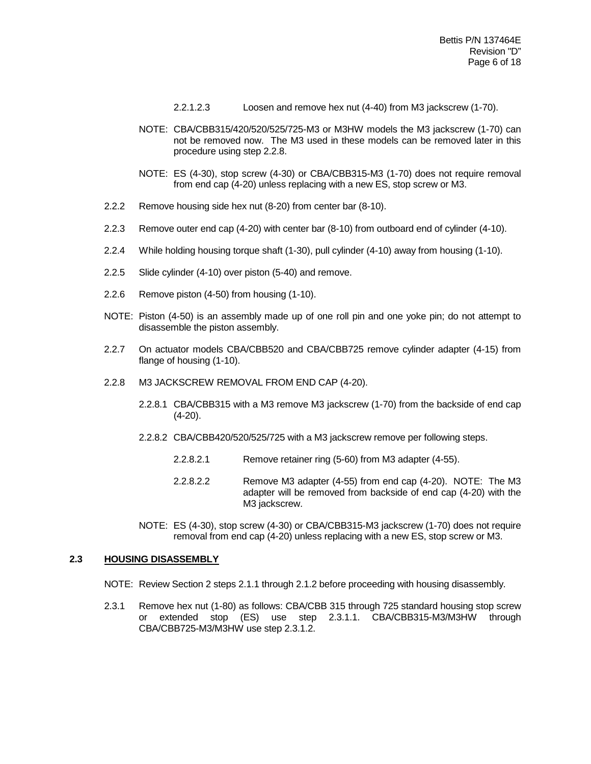2.2.1.2.3 Loosen and remove hex nut (4-40) from M3 jackscrew (1-70).

NOTE: CBA/CBB315/420/520/525/725-M3 or M3HW models the M3 jackscrew (1-70) can not be removed now. The M3 used in these models can be removed later in this procedure using step 2.2.8.

NOTE: ES (4-30), stop screw (4-30) or CBA/CBB315-M3 (1-70) does not require removal from end cap (4-20) unless replacing with a new ES, stop screw or M3.

2.2.2 Remove housing side hex nut (8-20) from center bar (8-10).

2.2.3 Remove outer end cap (4-20) with center bar (8-10) from outboard end of cylinder (4-10).

2.2.4 While holding housing torque shaft (1-30), pull cylinder (4-10) away from housing (1-10).

2.2.5 Slide cylinder (4-10) over piston (5-40) and remove.

2.2.6 Remove piston (4-50) from housing (1-10).

NOTE: Piston (4-50) is an assembly made up of one roll pin and one yoke pin; do not attempt to disassemble the piston assembly.

2.2.7 On actuator models CBA/CBB520 and CBA/CBB725 remove cylinder adapter (4-15) from flange of housing (1-10).

2.2.8 M3 JACKSCREW REMOVAL FROM END CAP (4-20).

2.2.8.1 CBA/CBB315 with a M3 remove M3 jackscrew (1-70) from the backside of end cap (4-20).

2.2.8.2 CBA/CBB420/520/525/725 with a M3 jackscrew remove per following steps.

2.2.8.2.1 Remove retainer ring (5-60) from M3 adapter (4-55).

2.2.8.2.2 Remove M3 adapter (4-55) from end cap (4-20). NOTE: The M3 adapter will be removed from backside of end cap (4-20) with the M3 jackscrew.

NOTE: ES (4-30), stop screw (4-30) or CBA/CBB315-M3 jackscrew (1-70) does not require removal from end cap (4-20) unless replacing with a new ES, stop screw or M3.

## 2.3 HOUSING DISASSEMBLY

NOTE: Review Section 2 steps 2.1.1 through 2.1.2 before proceeding with housing disassembly.

2.3.1 Remove hex nut (1-80) as follows: CBA/CBB 315 through 725 standard housing stop screw or extended stop (ES) use step 2.3.1.1. CBA/CBB315-M3/M3HW through CBA/CBB725-M3/M3HW use step 2.3.1.2.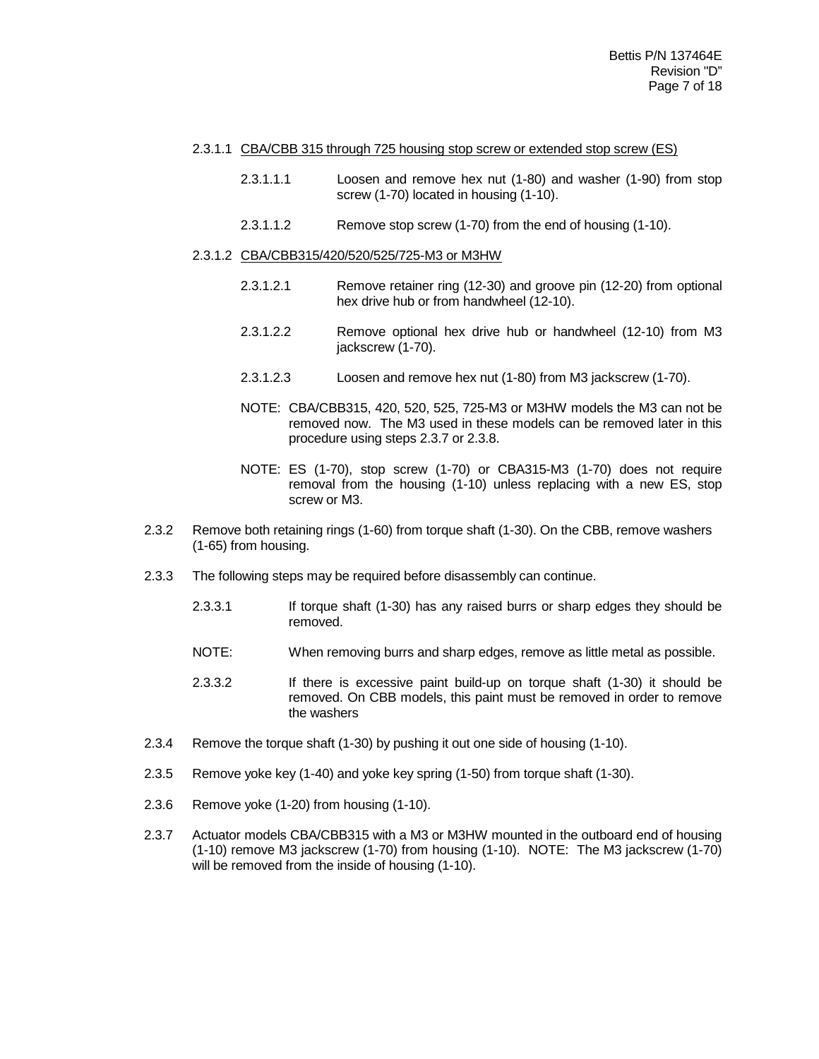2.3.1.1 <u>CBA/CBB 315 through 725 housing stop screw or extended stop screw (ES)</u>

2.3.1.1.1 Loosen and remove hex nut (1-80) and washer (1-90) from stop screw (1-70) located in housing (1-10).

2.3.1.1.2 Remove stop screw (1-70) from the end of housing (1-10).

2.3.1.2 <u>CBA/CBB315/420/520/525/725-M3 or M3HW</u>

2.3.1.2.1 Remove retainer ring (12-30) and groove pin (12-20) from optional hex drive hub or from handwheel (12-10).

2.3.1.2.2 Remove optional hex drive hub or handwheel (12-10) from M3 jackscrew (1-70).

2.3.1.2.3 Loosen and remove hex nut (1-80) from M3 jackscrew (1-70).

NOTE: CBA/CBB315, 420, 520, 525, 725-M3 or M3HW models the M3 can not be removed now. The M3 used in these models can be removed later in this procedure using steps 2.3.7 or 2.3.8.

NOTE: ES (1-70), stop screw (1-70) or CBA315-M3 (1-70) does not require removal from the housing (1-10) unless replacing with a new ES, stop screw or M3.

2.3.2 Remove both retaining rings (1-60) from torque shaft (1-30). On the CBB, remove washers (1-65) from housing.

2.3.3 The following steps may be required before disassembly can continue.

2.3.3.1 If torque shaft (1-30) has any raised burrs or sharp edges they should be removed.

NOTE: When removing burrs and sharp edges, remove as little metal as possible.

2.3.3.2 If there is excessive paint build-up on torque shaft (1-30) it should be removed. On CBB models, this paint must be removed in order to remove the washers

2.3.4 Remove the torque shaft (1-30) by pushing it out one side of housing (1-10).

2.3.5 Remove yoke key (1-40) and yoke key spring (1-50) from torque shaft (1-30).

2.3.6 Remove yoke (1-20) from housing (1-10).

2.3.7 Actuator models CBA/CBB315 with a M3 or M3HW mounted in the outboard end of housing (1-10) remove M3 jackscrew (1-70) from housing (1-10). NOTE: The M3 jackscrew (1-70) will be removed from the inside of housing (1-10).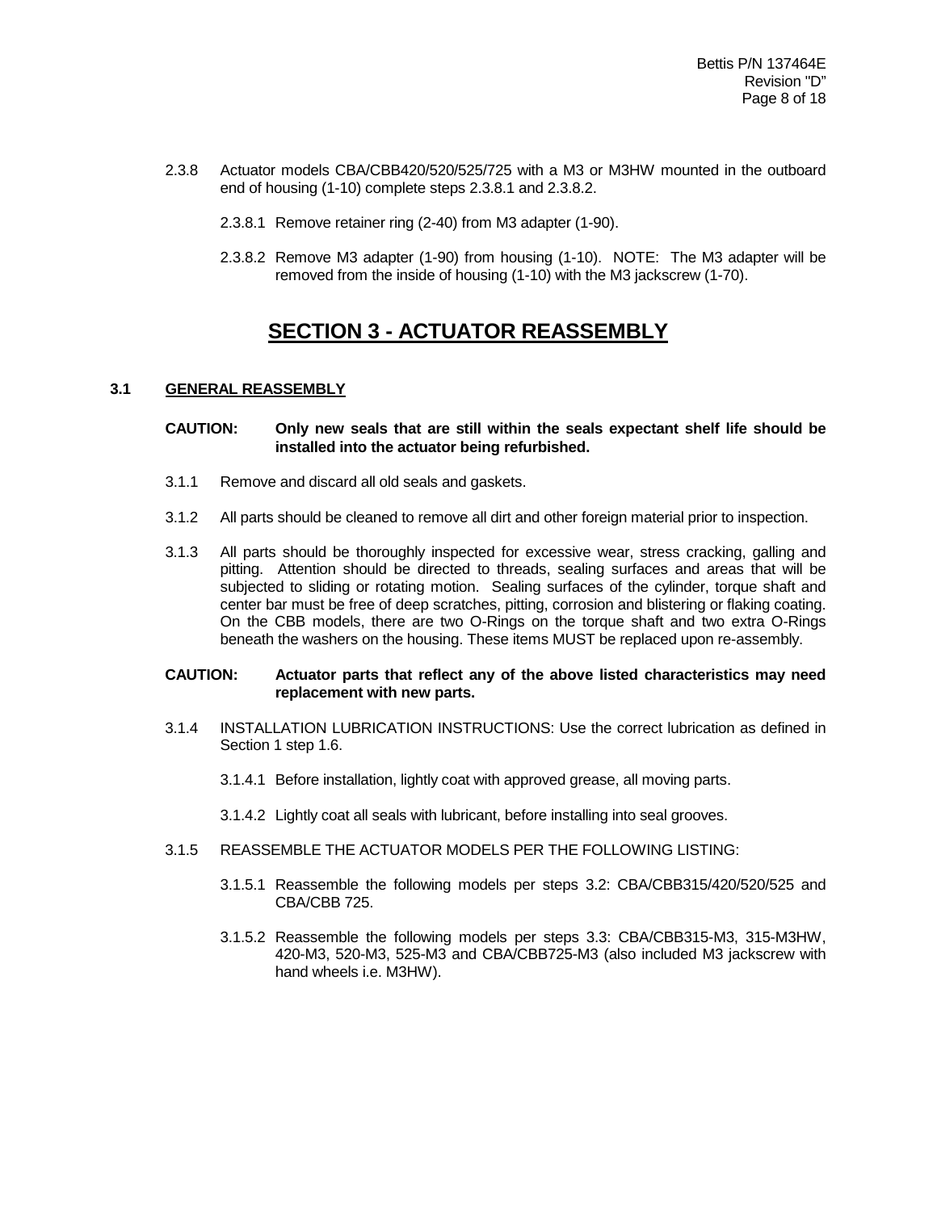2.3.8 Actuator models CBA/CBB420/520/525/725 with a M3 or M3HW mounted in the outboard end of housing (1-10) complete steps 2.3.8.1 and 2.3.8.2.

2.3.8.1 Remove retainer ring (2-40) from M3 adapter (1-90).

2.3.8.2 Remove M3 adapter (1-90) from housing (1-10). NOTE: The M3 adapter will be removed from the inside of housing (1-10) with the M3 jackscrew (1-70).

# SECTION 3 - ACTUATOR REASSEMBLY

## 3.1 GENERAL REASSEMBLY

**CAUTION: Only new seals that are still within the seals expectant shelf life should be installed into the actuator being refurbished.**

3.1.1 Remove and discard all old seals and gaskets.

3.1.2 All parts should be cleaned to remove all dirt and other foreign material prior to inspection.

3.1.3 All parts should be thoroughly inspected for excessive wear, stress cracking, galling and pitting. Attention should be directed to threads, sealing surfaces and areas that will be subjected to sliding or rotating motion. Sealing surfaces of the cylinder, torque shaft and center bar must be free of deep scratches, pitting, corrosion and blistering or flaking coating. On the CBB models, there are two O-Rings on the torque shaft and two extra O-Rings beneath the washers on the housing. These items MUST be replaced upon re-assembly.

**CAUTION: Actuator parts that reflect any of the above listed characteristics may need replacement with new parts.**

3.1.4 INSTALLATION LUBRICATION INSTRUCTIONS: Use the correct lubrication as defined in Section 1 step 1.6.

3.1.4.1 Before installation, lightly coat with approved grease, all moving parts.

3.1.4.2 Lightly coat all seals with lubricant, before installing into seal grooves.

3.1.5 REASSEMBLE THE ACTUATOR MODELS PER THE FOLLOWING LISTING:

3.1.5.1 Reassemble the following models per steps 3.2: CBA/CBB315/420/520/525 and CBA/CBB 725.

3.1.5.2 Reassemble the following models per steps 3.3: CBA/CBB315-M3, 315-M3HW, 420-M3, 520-M3, 525-M3 and CBA/CBB725-M3 (also included M3 jackscrew with hand wheels i.e. M3HW).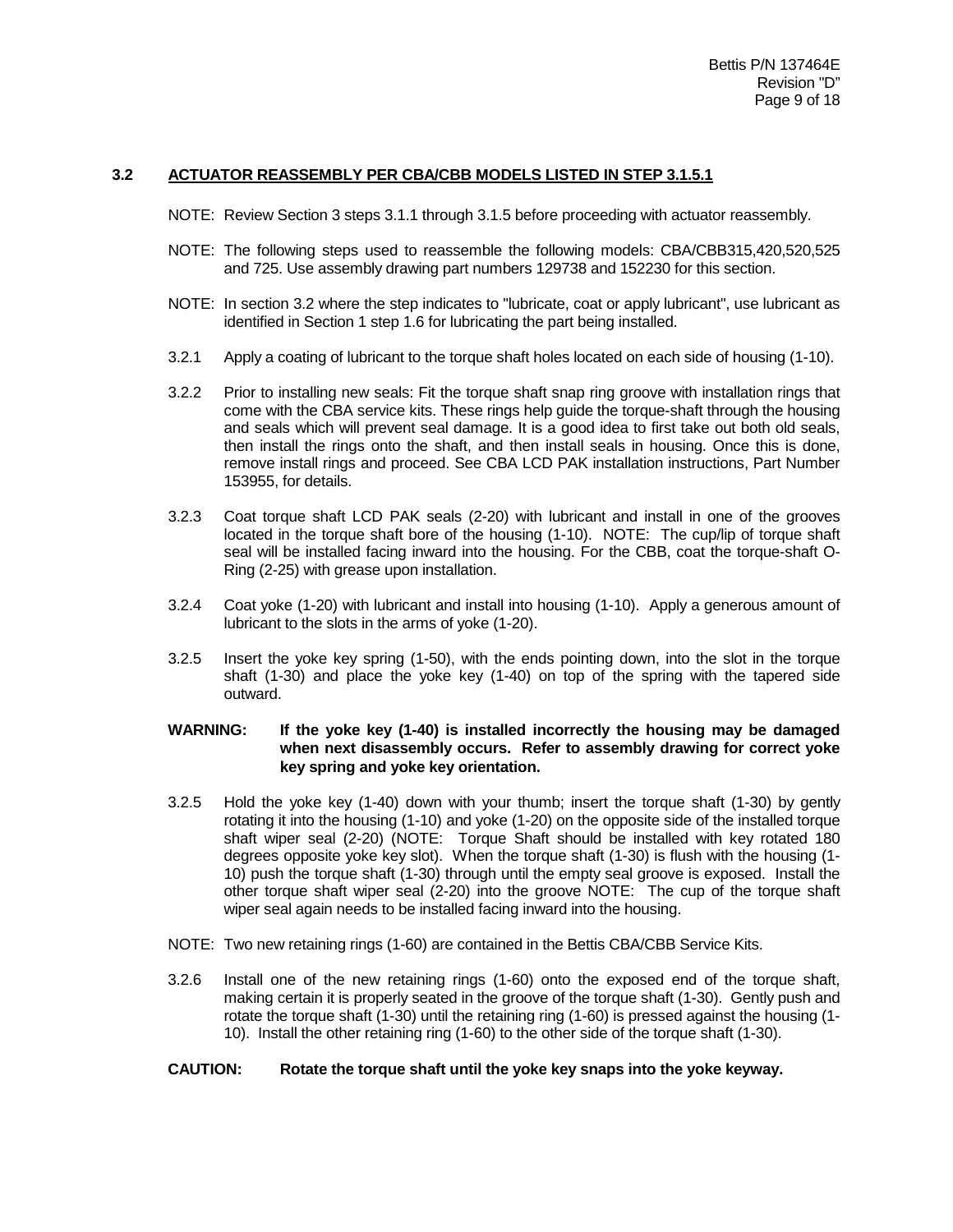## 3.2 ACTUATOR REASSEMBLY PER CBA/CBB MODELS LISTED IN STEP 3.1.5.1

NOTE: Review Section 3 steps 3.1.1 through 3.1.5 before proceeding with actuator reassembly.

NOTE: The following steps used to reassemble the following models: CBA/CBB315,420,520,525 and 725. Use assembly drawing part numbers 129738 and 152230 for this section.

NOTE: In section 3.2 where the step indicates to "lubricate, coat or apply lubricant", use lubricant as identified in Section 1 step 1.6 for lubricating the part being installed.

3.2.1 Apply a coating of lubricant to the torque shaft holes located on each side of housing (1-10).

3.2.2 Prior to installing new seals: Fit the torque shaft snap ring groove with installation rings that come with the CBA service kits. These rings help guide the torque-shaft through the housing and seals which will prevent seal damage. It is a good idea to first take out both old seals, then install the rings onto the shaft, and then install seals in housing. Once this is done, remove install rings and proceed. See CBA LCD PAK installation instructions, Part Number 153955, for details.

3.2.3 Coat torque shaft LCD PAK seals (2-20) with lubricant and install in one of the grooves located in the torque shaft bore of the housing (1-10). NOTE: The cup/lip of torque shaft seal will be installed facing inward into the housing. For the CBB, coat the torque-shaft O-Ring (2-25) with grease upon installation.

3.2.4 Coat yoke (1-20) with lubricant and install into housing (1-10). Apply a generous amount of lubricant to the slots in the arms of yoke (1-20).

3.2.5 Insert the yoke key spring (1-50), with the ends pointing down, into the slot in the torque shaft (1-30) and place the yoke key (1-40) on top of the spring with the tapered side outward.

**WARNING: If the yoke key (1-40) is installed incorrectly the housing may be damaged when next disassembly occurs. Refer to assembly drawing for correct yoke key spring and yoke key orientation.**

3.2.5 Hold the yoke key (1-40) down with your thumb; insert the torque shaft (1-30) by gently rotating it into the housing (1-10) and yoke (1-20) on the opposite side of the installed torque shaft wiper seal (2-20) (NOTE: Torque Shaft should be installed with key rotated 180 degrees opposite yoke key slot). When the torque shaft (1-30) is flush with the housing (1-10) push the torque shaft (1-30) through until the empty seal groove is exposed. Install the other torque shaft wiper seal (2-20) into the groove NOTE: The cup of the torque shaft wiper seal again needs to be installed facing inward into the housing.

NOTE: Two new retaining rings (1-60) are contained in the Bettis CBA/CBB Service Kits.

3.2.6 Install one of the new retaining rings (1-60) onto the exposed end of the torque shaft, making certain it is properly seated in the groove of the torque shaft (1-30). Gently push and rotate the torque shaft (1-30) until the retaining ring (1-60) is pressed against the housing (1-10). Install the other retaining ring (1-60) to the other side of the torque shaft (1-30).

**CAUTION: Rotate the torque shaft until the yoke key snaps into the yoke keyway.**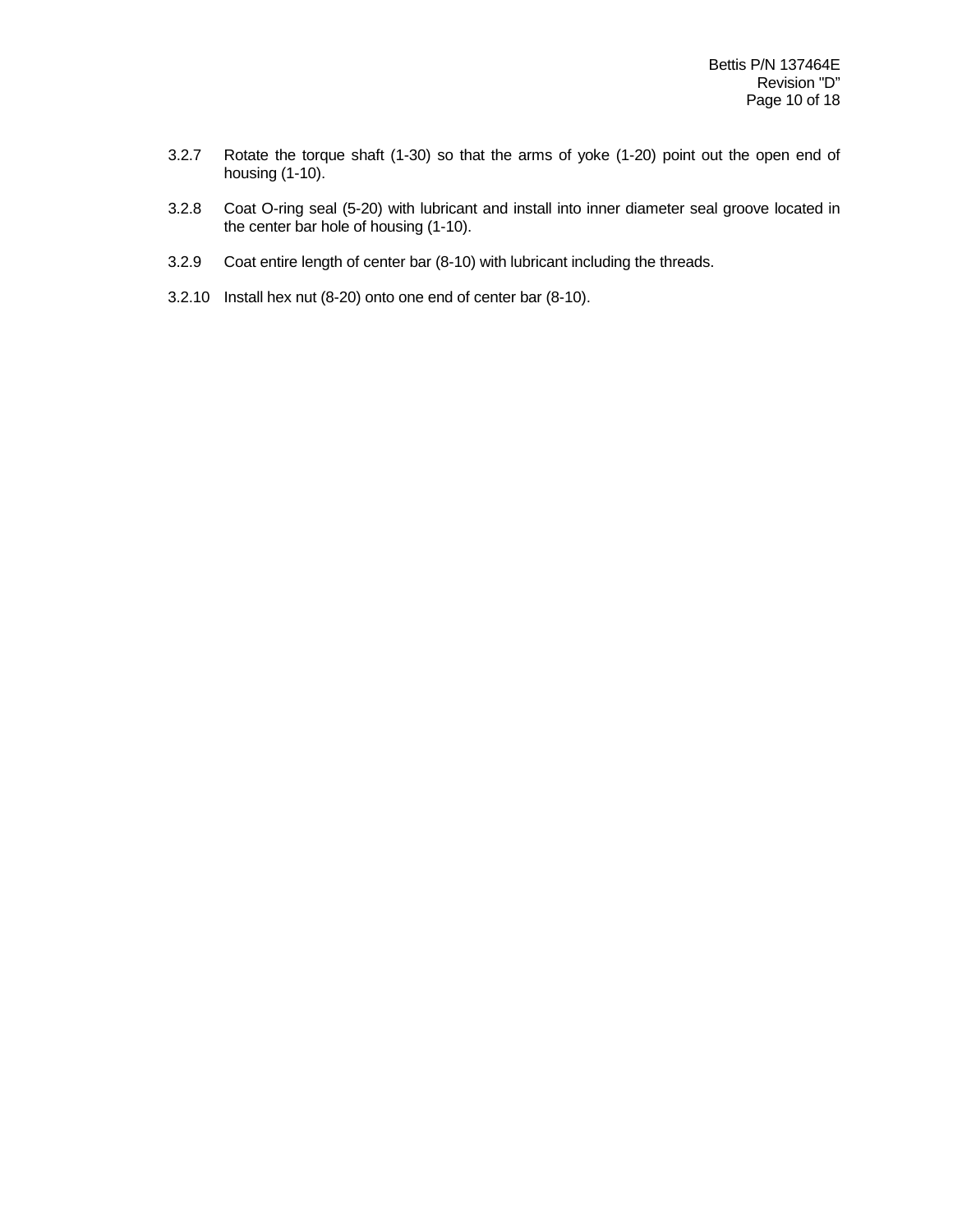3.2.7 Rotate the torque shaft (1-30) so that the arms of yoke (1-20) point out the open end of housing (1-10).

3.2.8 Coat O-ring seal (5-20) with lubricant and install into inner diameter seal groove located in the center bar hole of housing (1-10).

3.2.9 Coat entire length of center bar (8-10) with lubricant including the threads.

3.2.10 Install hex nut (8-20) onto one end of center bar (8-10).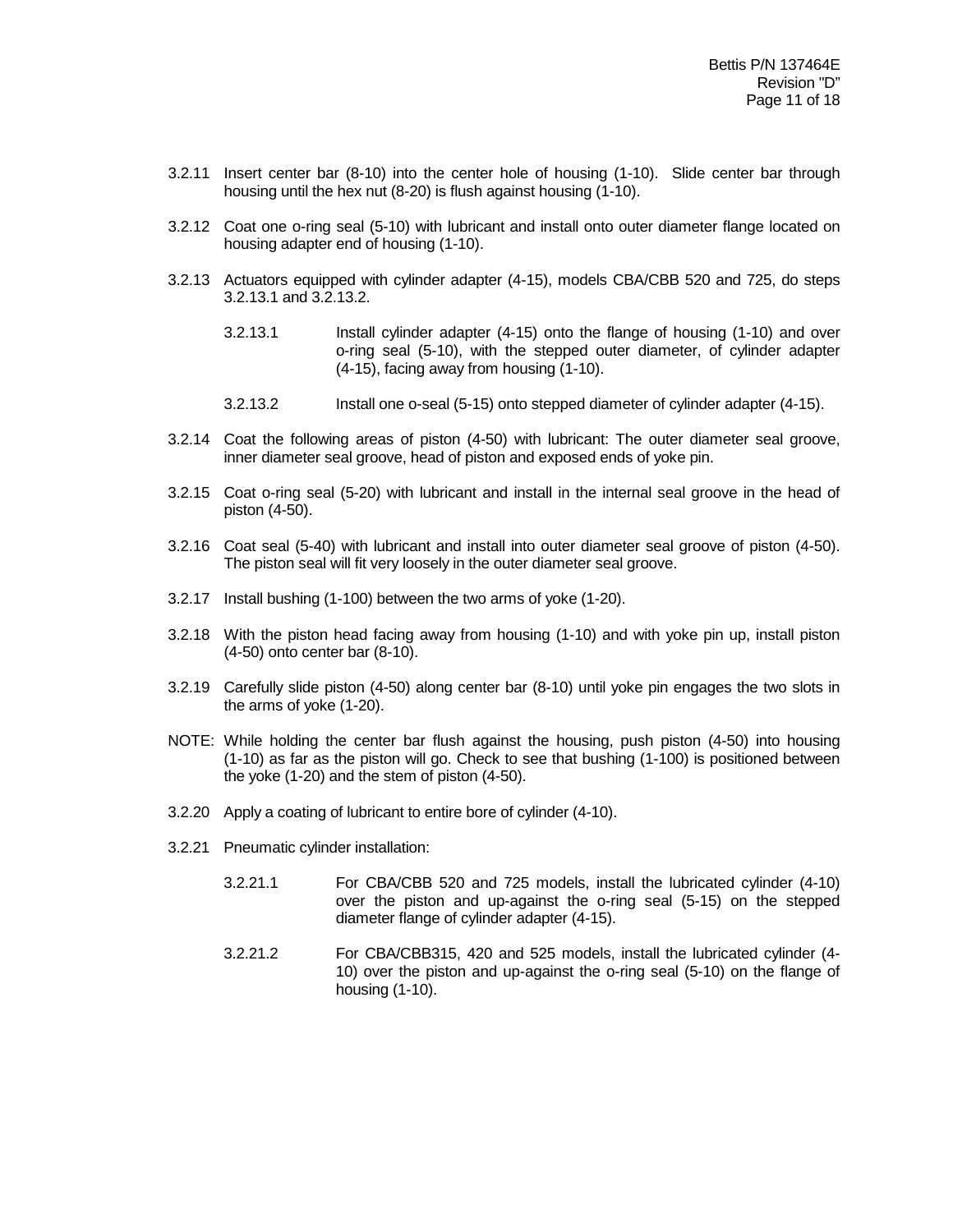3.2.11 Insert center bar (8-10) into the center hole of housing (1-10). Slide center bar through housing until the hex nut (8-20) is flush against housing (1-10).

3.2.12 Coat one o-ring seal (5-10) with lubricant and install onto outer diameter flange located on housing adapter end of housing (1-10).

3.2.13 Actuators equipped with cylinder adapter (4-15), models CBA/CBB 520 and 725, do steps 3.2.13.1 and 3.2.13.2.

> 3.2.13.1 Install cylinder adapter (4-15) onto the flange of housing (1-10) and over o-ring seal (5-10), with the stepped outer diameter, of cylinder adapter (4-15), facing away from housing (1-10).
>
> 3.2.13.2 Install one o-seal (5-15) onto stepped diameter of cylinder adapter (4-15).

3.2.14 Coat the following areas of piston (4-50) with lubricant: The outer diameter seal groove, inner diameter seal groove, head of piston and exposed ends of yoke pin.

3.2.15 Coat o-ring seal (5-20) with lubricant and install in the internal seal groove in the head of piston (4-50).

3.2.16 Coat seal (5-40) with lubricant and install into outer diameter seal groove of piston (4-50). The piston seal will fit very loosely in the outer diameter seal groove.

3.2.17 Install bushing (1-100) between the two arms of yoke (1-20).

3.2.18 With the piston head facing away from housing (1-10) and with yoke pin up, install piston (4-50) onto center bar (8-10).

3.2.19 Carefully slide piston (4-50) along center bar (8-10) until yoke pin engages the two slots in the arms of yoke (1-20).

NOTE: While holding the center bar flush against the housing, push piston (4-50) into housing (1-10) as far as the piston will go. Check to see that bushing (1-100) is positioned between the yoke (1-20) and the stem of piston (4-50).

3.2.20 Apply a coating of lubricant to entire bore of cylinder (4-10).

3.2.21 Pneumatic cylinder installation:

> 3.2.21.1 For CBA/CBB 520 and 725 models, install the lubricated cylinder (4-10) over the piston and up-against the o-ring seal (5-15) on the stepped diameter flange of cylinder adapter (4-15).
>
> 3.2.21.2 For CBA/CBB315, 420 and 525 models, install the lubricated cylinder (4-10) over the piston and up-against the o-ring seal (5-10) on the flange of housing (1-10).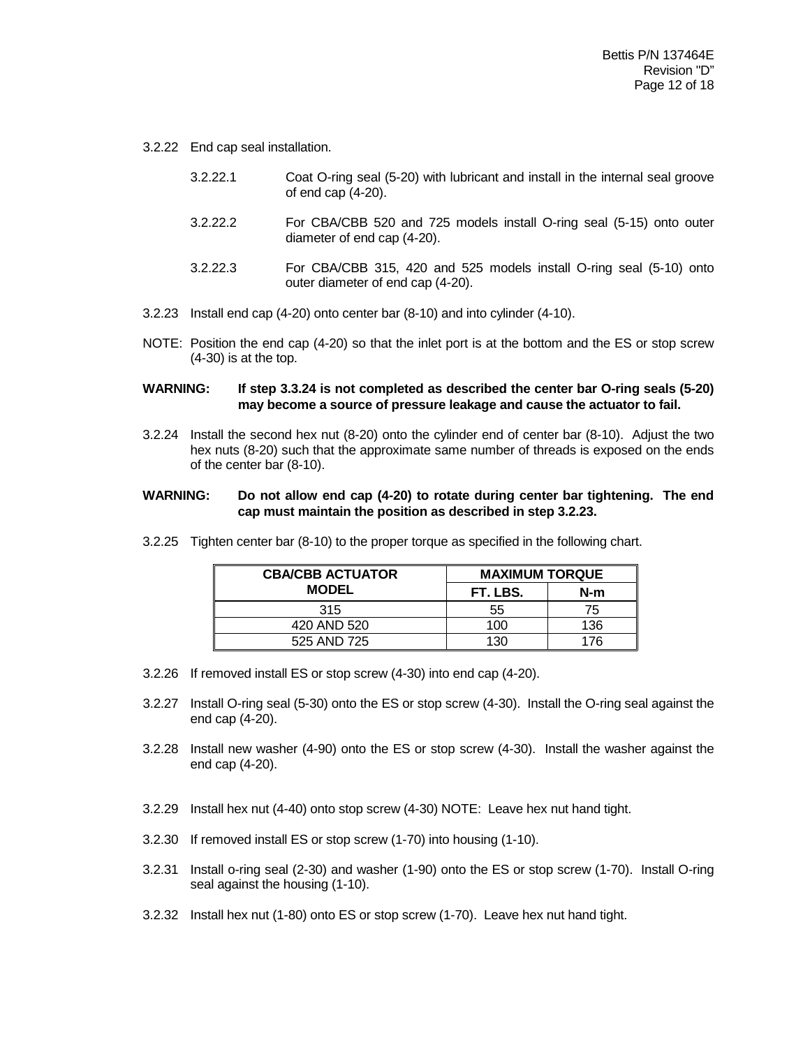3.2.22 End cap seal installation.

3.2.22.1 Coat O-ring seal (5-20) with lubricant and install in the internal seal groove of end cap (4-20).

3.2.22.2 For CBA/CBB 520 and 725 models install O-ring seal (5-15) onto outer diameter of end cap (4-20).

3.2.22.3 For CBA/CBB 315, 420 and 525 models install O-ring seal (5-10) onto outer diameter of end cap (4-20).

3.2.23 Install end cap (4-20) onto center bar (8-10) and into cylinder (4-10).

NOTE: Position the end cap (4-20) so that the inlet port is at the bottom and the ES or stop screw (4-30) is at the top.

**WARNING: If step 3.3.24 is not completed as described the center bar O-ring seals (5-20) may become a source of pressure leakage and cause the actuator to fail.**

3.2.24 Install the second hex nut (8-20) onto the cylinder end of center bar (8-10). Adjust the two hex nuts (8-20) such that the approximate same number of threads is exposed on the ends of the center bar (8-10).

**WARNING: Do not allow end cap (4-20) to rotate during center bar tightening. The end cap must maintain the position as described in step 3.2.23.**

3.2.25 Tighten center bar (8-10) to the proper torque as specified in the following chart.

| CBA/CBB ACTUATOR MODEL | MAXIMUM TORQUE | |
|---|---|---|
| | FT. LBS. | N-m |
| 315 | 55 | 75 |
| 420 AND 520 | 100 | 136 |
| 525 AND 725 | 130 | 176 |

3.2.26 If removed install ES or stop screw (4-30) into end cap (4-20).

3.2.27 Install O-ring seal (5-30) onto the ES or stop screw (4-30). Install the O-ring seal against the end cap (4-20).

3.2.28 Install new washer (4-90) onto the ES or stop screw (4-30). Install the washer against the end cap (4-20).

3.2.29 Install hex nut (4-40) onto stop screw (4-30) NOTE: Leave hex nut hand tight.

3.2.30 If removed install ES or stop screw (1-70) into housing (1-10).

3.2.31 Install o-ring seal (2-30) and washer (1-90) onto the ES or stop screw (1-70). Install O-ring seal against the housing (1-10).

3.2.32 Install hex nut (1-80) onto ES or stop screw (1-70). Leave hex nut hand tight.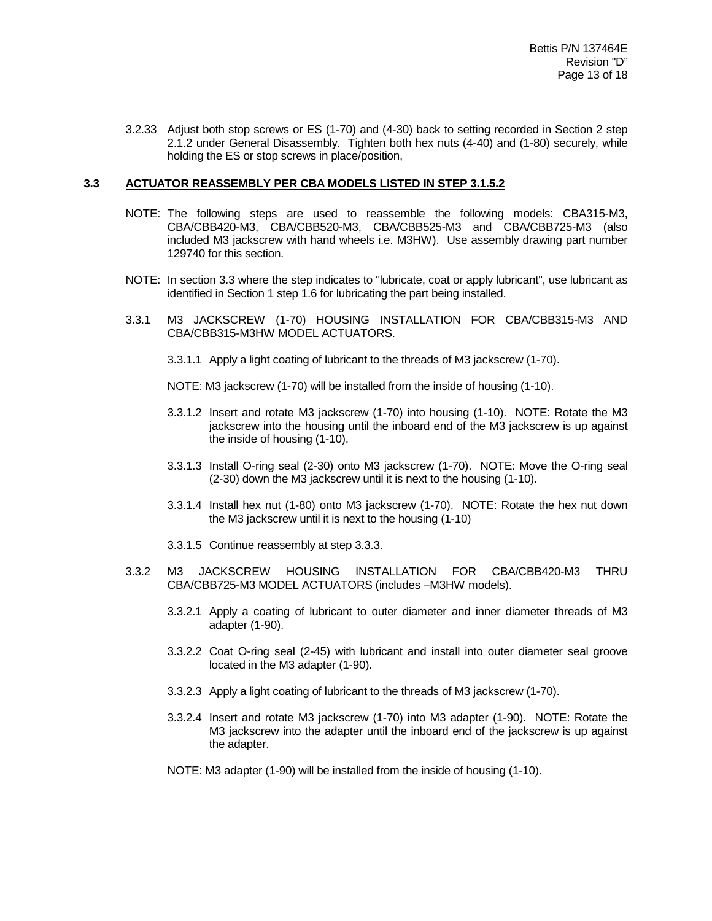3.2.33 Adjust both stop screws or ES (1-70) and (4-30) back to setting recorded in Section 2 step 2.1.2 under General Disassembly. Tighten both hex nuts (4-40) and (1-80) securely, while holding the ES or stop screws in place/position,

## 3.3 ACTUATOR REASSEMBLY PER CBA MODELS LISTED IN STEP 3.1.5.2

NOTE: The following steps are used to reassemble the following models: CBA315-M3, CBA/CBB420-M3, CBA/CBB520-M3, CBA/CBB525-M3 and CBA/CBB725-M3 (also included M3 jackscrew with hand wheels i.e. M3HW). Use assembly drawing part number 129740 for this section.

NOTE: In section 3.3 where the step indicates to "lubricate, coat or apply lubricant", use lubricant as identified in Section 1 step 1.6 for lubricating the part being installed.

3.3.1 M3 JACKSCREW (1-70) HOUSING INSTALLATION FOR CBA/CBB315-M3 AND CBA/CBB315-M3HW MODEL ACTUATORS.

3.3.1.1 Apply a light coating of lubricant to the threads of M3 jackscrew (1-70).

NOTE: M3 jackscrew (1-70) will be installed from the inside of housing (1-10).

3.3.1.2 Insert and rotate M3 jackscrew (1-70) into housing (1-10). NOTE: Rotate the M3 jackscrew into the housing until the inboard end of the M3 jackscrew is up against the inside of housing (1-10).

3.3.1.3 Install O-ring seal (2-30) onto M3 jackscrew (1-70). NOTE: Move the O-ring seal (2-30) down the M3 jackscrew until it is next to the housing (1-10).

3.3.1.4 Install hex nut (1-80) onto M3 jackscrew (1-70). NOTE: Rotate the hex nut down the M3 jackscrew until it is next to the housing (1-10)

3.3.1.5 Continue reassembly at step 3.3.3.

3.3.2 M3 JACKSCREW HOUSING INSTALLATION FOR CBA/CBB420-M3 THRU CBA/CBB725-M3 MODEL ACTUATORS (includes –M3HW models).

3.3.2.1 Apply a coating of lubricant to outer diameter and inner diameter threads of M3 adapter (1-90).

3.3.2.2 Coat O-ring seal (2-45) with lubricant and install into outer diameter seal groove located in the M3 adapter (1-90).

3.3.2.3 Apply a light coating of lubricant to the threads of M3 jackscrew (1-70).

3.3.2.4 Insert and rotate M3 jackscrew (1-70) into M3 adapter (1-90). NOTE: Rotate the M3 jackscrew into the adapter until the inboard end of the jackscrew is up against the adapter.

NOTE: M3 adapter (1-90) will be installed from the inside of housing (1-10).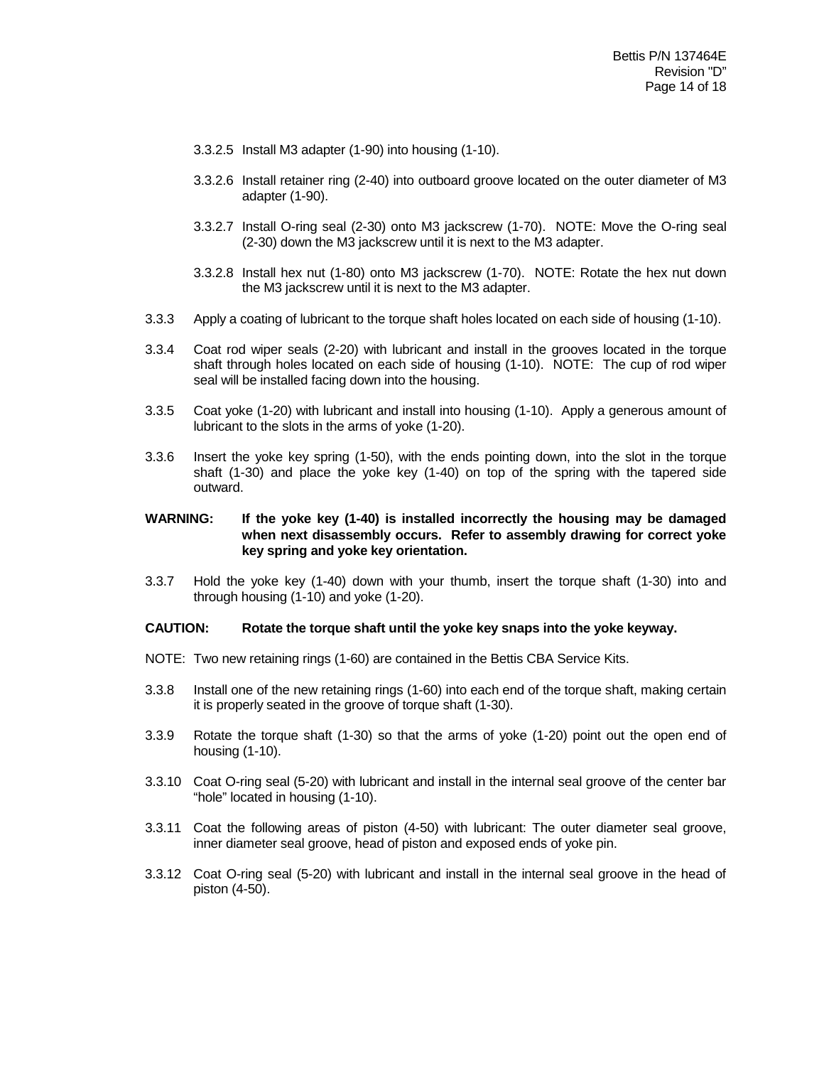3.3.2.5 Install M3 adapter (1-90) into housing (1-10).

3.3.2.6 Install retainer ring (2-40) into outboard groove located on the outer diameter of M3 adapter (1-90).

3.3.2.7 Install O-ring seal (2-30) onto M3 jackscrew (1-70). NOTE: Move the O-ring seal (2-30) down the M3 jackscrew until it is next to the M3 adapter.

3.3.2.8 Install hex nut (1-80) onto M3 jackscrew (1-70). NOTE: Rotate the hex nut down the M3 jackscrew until it is next to the M3 adapter.

3.3.3 Apply a coating of lubricant to the torque shaft holes located on each side of housing (1-10).

3.3.4 Coat rod wiper seals (2-20) with lubricant and install in the grooves located in the torque shaft through holes located on each side of housing (1-10). NOTE: The cup of rod wiper seal will be installed facing down into the housing.

3.3.5 Coat yoke (1-20) with lubricant and install into housing (1-10). Apply a generous amount of lubricant to the slots in the arms of yoke (1-20).

3.3.6 Insert the yoke key spring (1-50), with the ends pointing down, into the slot in the torque shaft (1-30) and place the yoke key (1-40) on top of the spring with the tapered side outward.

**WARNING: If the yoke key (1-40) is installed incorrectly the housing may be damaged when next disassembly occurs. Refer to assembly drawing for correct yoke key spring and yoke key orientation.**

3.3.7 Hold the yoke key (1-40) down with your thumb, insert the torque shaft (1-30) into and through housing (1-10) and yoke (1-20).

**CAUTION: Rotate the torque shaft until the yoke key snaps into the yoke keyway.**

NOTE: Two new retaining rings (1-60) are contained in the Bettis CBA Service Kits.

3.3.8 Install one of the new retaining rings (1-60) into each end of the torque shaft, making certain it is properly seated in the groove of torque shaft (1-30).

3.3.9 Rotate the torque shaft (1-30) so that the arms of yoke (1-20) point out the open end of housing (1-10).

3.3.10 Coat O-ring seal (5-20) with lubricant and install in the internal seal groove of the center bar "hole" located in housing (1-10).

3.3.11 Coat the following areas of piston (4-50) with lubricant: The outer diameter seal groove, inner diameter seal groove, head of piston and exposed ends of yoke pin.

3.3.12 Coat O-ring seal (5-20) with lubricant and install in the internal seal groove in the head of piston (4-50).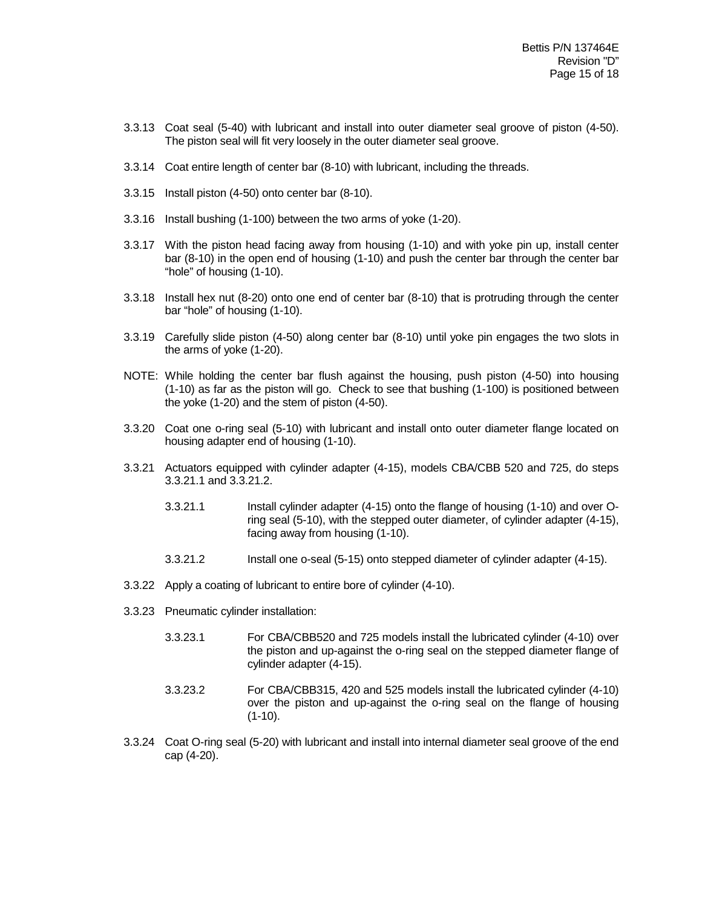3.3.13 Coat seal (5-40) with lubricant and install into outer diameter seal groove of piston (4-50). The piston seal will fit very loosely in the outer diameter seal groove.

3.3.14 Coat entire length of center bar (8-10) with lubricant, including the threads.

3.3.15 Install piston (4-50) onto center bar (8-10).

3.3.16 Install bushing (1-100) between the two arms of yoke (1-20).

3.3.17 With the piston head facing away from housing (1-10) and with yoke pin up, install center bar (8-10) in the open end of housing (1-10) and push the center bar through the center bar “hole” of housing (1-10).

3.3.18 Install hex nut (8-20) onto one end of center bar (8-10) that is protruding through the center bar “hole” of housing (1-10).

3.3.19 Carefully slide piston (4-50) along center bar (8-10) until yoke pin engages the two slots in the arms of yoke (1-20).

NOTE: While holding the center bar flush against the housing, push piston (4-50) into housing (1-10) as far as the piston will go. Check to see that bushing (1-100) is positioned between the yoke (1-20) and the stem of piston (4-50).

3.3.20 Coat one o-ring seal (5-10) with lubricant and install onto outer diameter flange located on housing adapter end of housing (1-10).

3.3.21 Actuators equipped with cylinder adapter (4-15), models CBA/CBB 520 and 725, do steps 3.3.21.1 and 3.3.21.2.

   3.3.21.1 Install cylinder adapter (4-15) onto the flange of housing (1-10) and over O-ring seal (5-10), with the stepped outer diameter, of cylinder adapter (4-15), facing away from housing (1-10).

   3.3.21.2 Install one o-seal (5-15) onto stepped diameter of cylinder adapter (4-15).

3.3.22 Apply a coating of lubricant to entire bore of cylinder (4-10).

3.3.23 Pneumatic cylinder installation:

   3.3.23.1 For CBA/CBB520 and 725 models install the lubricated cylinder (4-10) over the piston and up-against the o-ring seal on the stepped diameter flange of cylinder adapter (4-15).

   3.3.23.2 For CBA/CBB315, 420 and 525 models install the lubricated cylinder (4-10) over the piston and up-against the o-ring seal on the flange of housing (1-10).

3.3.24 Coat O-ring seal (5-20) with lubricant and install into internal diameter seal groove of the end cap (4-20).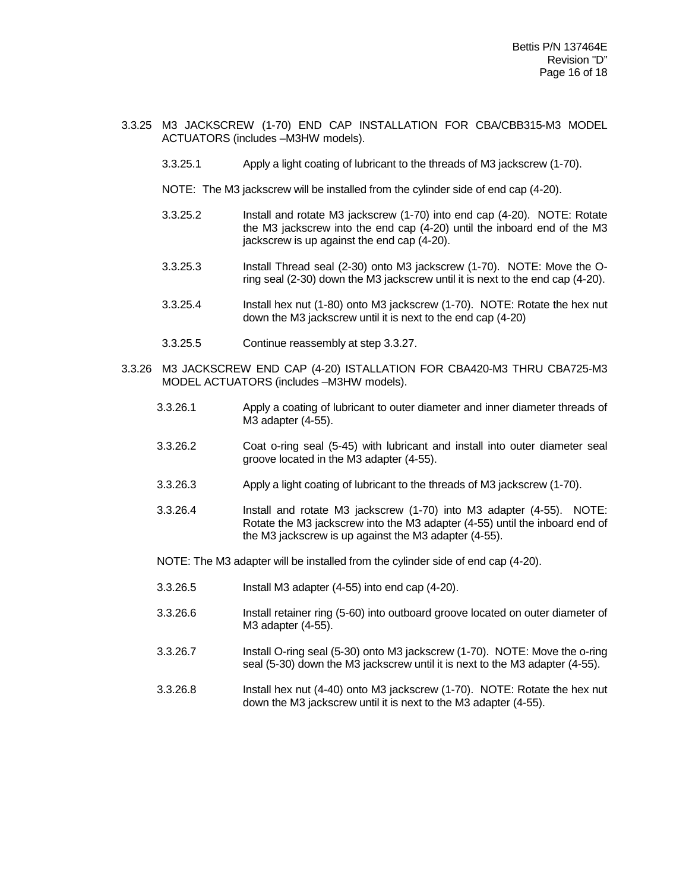3.3.25 M3 JACKSCREW (1-70) END CAP INSTALLATION FOR CBA/CBB315-M3 MODEL ACTUATORS (includes –M3HW models).

3.3.25.1 Apply a light coating of lubricant to the threads of M3 jackscrew (1-70).

NOTE: The M3 jackscrew will be installed from the cylinder side of end cap (4-20).

3.3.25.2 Install and rotate M3 jackscrew (1-70) into end cap (4-20). NOTE: Rotate the M3 jackscrew into the end cap (4-20) until the inboard end of the M3 jackscrew is up against the end cap (4-20).

3.3.25.3 Install Thread seal (2-30) onto M3 jackscrew (1-70). NOTE: Move the O-ring seal (2-30) down the M3 jackscrew until it is next to the end cap (4-20).

3.3.25.4 Install hex nut (1-80) onto M3 jackscrew (1-70). NOTE: Rotate the hex nut down the M3 jackscrew until it is next to the end cap (4-20)

3.3.25.5 Continue reassembly at step 3.3.27.

3.3.26 M3 JACKSCREW END CAP (4-20) ISTALLATION FOR CBA420-M3 THRU CBA725-M3 MODEL ACTUATORS (includes –M3HW models).

3.3.26.1 Apply a coating of lubricant to outer diameter and inner diameter threads of M3 adapter (4-55).

3.3.26.2 Coat o-ring seal (5-45) with lubricant and install into outer diameter seal groove located in the M3 adapter (4-55).

3.3.26.3 Apply a light coating of lubricant to the threads of M3 jackscrew (1-70).

3.3.26.4 Install and rotate M3 jackscrew (1-70) into M3 adapter (4-55). NOTE: Rotate the M3 jackscrew into the M3 adapter (4-55) until the inboard end of the M3 jackscrew is up against the M3 adapter (4-55).

NOTE: The M3 adapter will be installed from the cylinder side of end cap (4-20).

3.3.26.5 Install M3 adapter (4-55) into end cap (4-20).

3.3.26.6 Install retainer ring (5-60) into outboard groove located on outer diameter of M3 adapter (4-55).

3.3.26.7 Install O-ring seal (5-30) onto M3 jackscrew (1-70). NOTE: Move the o-ring seal (5-30) down the M3 jackscrew until it is next to the M3 adapter (4-55).

3.3.26.8 Install hex nut (4-40) onto M3 jackscrew (1-70). NOTE: Rotate the hex nut down the M3 jackscrew until it is next to the M3 adapter (4-55).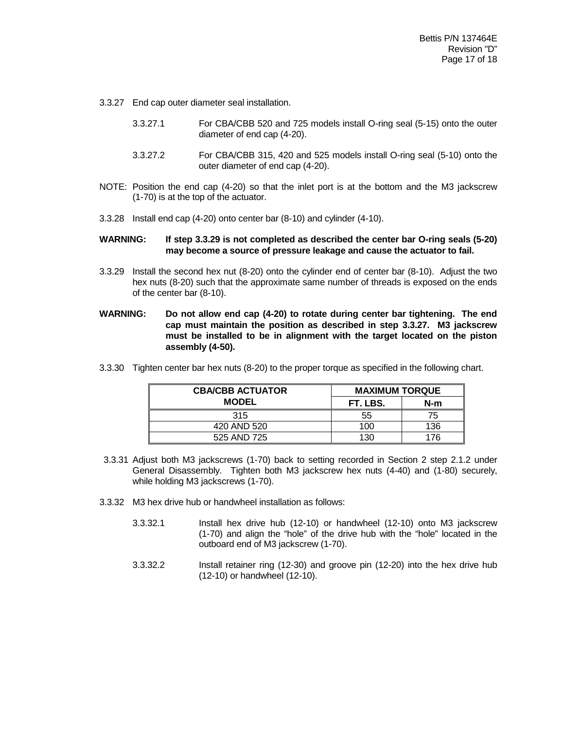3.3.27 End cap outer diameter seal installation.

3.3.27.1 For CBA/CBB 520 and 725 models install O-ring seal (5-15) onto the outer diameter of end cap (4-20).

3.3.27.2 For CBA/CBB 315, 420 and 525 models install O-ring seal (5-10) onto the outer diameter of end cap (4-20).

NOTE: Position the end cap (4-20) so that the inlet port is at the bottom and the M3 jackscrew (1-70) is at the top of the actuator.

3.3.28 Install end cap (4-20) onto center bar (8-10) and cylinder (4-10).

**WARNING: If step 3.3.29 is not completed as described the center bar O-ring seals (5-20) may become a source of pressure leakage and cause the actuator to fail.**

3.3.29 Install the second hex nut (8-20) onto the cylinder end of center bar (8-10). Adjust the two hex nuts (8-20) such that the approximate same number of threads is exposed on the ends of the center bar (8-10).

**WARNING: Do not allow end cap (4-20) to rotate during center bar tightening. The end cap must maintain the position as described in step 3.3.27. M3 jackscrew must be installed to be in alignment with the target located on the piston assembly (4-50).**

3.3.30 Tighten center bar hex nuts (8-20) to the proper torque as specified in the following chart.

| CBA/CBB ACTUATOR MODEL | MAXIMUM TORQUE | |
|---|---|---|
| | FT. LBS. | N-m |
| 315 | 55 | 75 |
| 420 AND 520 | 100 | 136 |
| 525 AND 725 | 130 | 176 |

3.3.31 Adjust both M3 jackscrews (1-70) back to setting recorded in Section 2 step 2.1.2 under General Disassembly. Tighten both M3 jackscrew hex nuts (4-40) and (1-80) securely, while holding M3 jackscrews (1-70).

3.3.32 M3 hex drive hub or handwheel installation as follows:

3.3.32.1 Install hex drive hub (12-10) or handwheel (12-10) onto M3 jackscrew (1-70) and align the "hole" of the drive hub with the "hole" located in the outboard end of M3 jackscrew (1-70).

3.3.32.2 Install retainer ring (12-30) and groove pin (12-20) into the hex drive hub (12-10) or handwheel (12-10).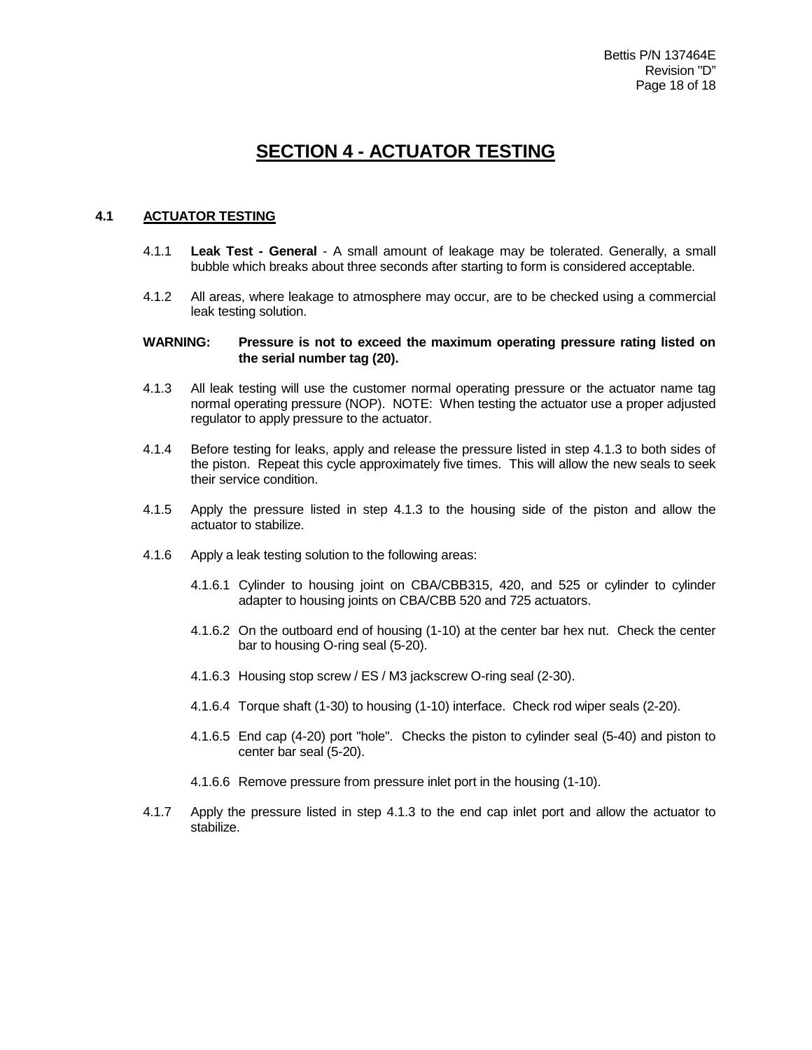# SECTION 4 - ACTUATOR TESTING

## 4.1 ACTUATOR TESTING

4.1.1 **Leak Test - General** - A small amount of leakage may be tolerated. Generally, a small bubble which breaks about three seconds after starting to form is considered acceptable.

4.1.2 All areas, where leakage to atmosphere may occur, are to be checked using a commercial leak testing solution.

**WARNING: Pressure is not to exceed the maximum operating pressure rating listed on the serial number tag (20).**

4.1.3 All leak testing will use the customer normal operating pressure or the actuator name tag normal operating pressure (NOP). NOTE: When testing the actuator use a proper adjusted regulator to apply pressure to the actuator.

4.1.4 Before testing for leaks, apply and release the pressure listed in step 4.1.3 to both sides of the piston. Repeat this cycle approximately five times. This will allow the new seals to seek their service condition.

4.1.5 Apply the pressure listed in step 4.1.3 to the housing side of the piston and allow the actuator to stabilize.

4.1.6 Apply a leak testing solution to the following areas:

4.1.6.1 Cylinder to housing joint on CBA/CBB315, 420, and 525 or cylinder to cylinder adapter to housing joints on CBA/CBB 520 and 725 actuators.

4.1.6.2 On the outboard end of housing (1-10) at the center bar hex nut. Check the center bar to housing O-ring seal (5-20).

4.1.6.3 Housing stop screw / ES / M3 jackscrew O-ring seal (2-30).

4.1.6.4 Torque shaft (1-30) to housing (1-10) interface. Check rod wiper seals (2-20).

4.1.6.5 End cap (4-20) port "hole". Checks the piston to cylinder seal (5-40) and piston to center bar seal (5-20).

4.1.6.6 Remove pressure from pressure inlet port in the housing (1-10).

4.1.7 Apply the pressure listed in step 4.1.3 to the end cap inlet port and allow the actuator to stabilize.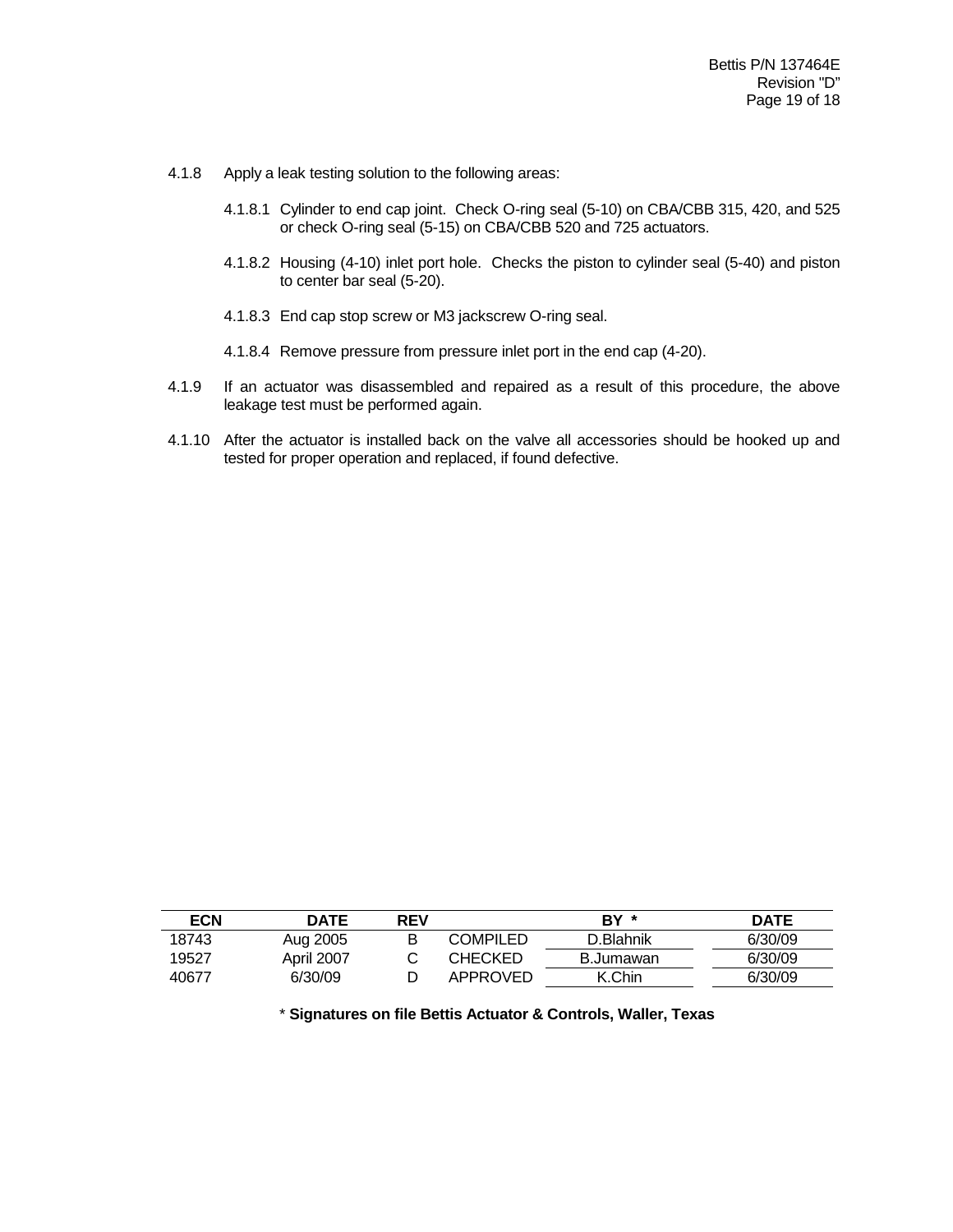4.1.8 Apply a leak testing solution to the following areas:

   4.1.8.1 Cylinder to end cap joint. Check O-ring seal (5-10) on CBA/CBB 315, 420, and 525 or check O-ring seal (5-15) on CBA/CBB 520 and 725 actuators.

   4.1.8.2 Housing (4-10) inlet port hole. Checks the piston to cylinder seal (5-40) and piston to center bar seal (5-20).

   4.1.8.3 End cap stop screw or M3 jackscrew O-ring seal.

   4.1.8.4 Remove pressure from pressure inlet port in the end cap (4-20).

4.1.9 If an actuator was disassembled and repaired as a result of this procedure, the above leakage test must be performed again.

4.1.10 After the actuator is installed back on the valve all accessories should be hooked up and tested for proper operation and replaced, if found defective.

| ECN | DATE | REV | | BY * | DATE |
|---|---|---|---|---|---|
| 18743 | Aug 2005 | B | COMPILED | D.Blahnik | 6/30/09 |
| 19527 | April 2007 | C | CHECKED | B.Jumawan | 6/30/09 |
| 40677 | 6/30/09 | D | APPROVED | K.Chin | 6/30/09 |

* **Signatures on file Bettis Actuator & Controls, Waller, Texas**